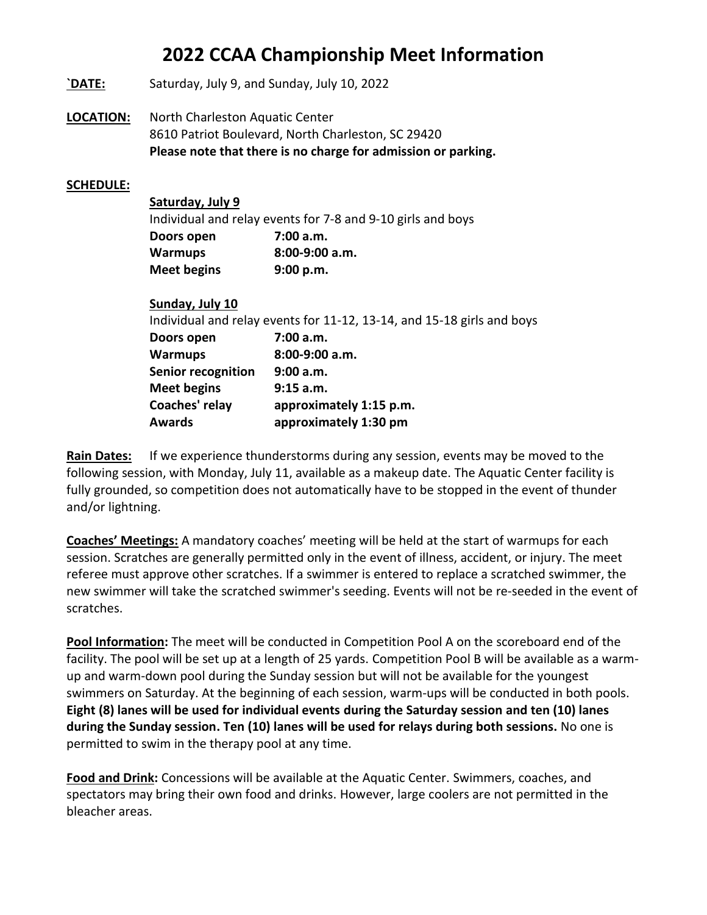# 2022 CCAA Championship Meet Information

**`DATE:** Saturday, July 9, and Sunday, July 10, 2022

**LOCATION:** North Charleston Aquatic Center
8610 Patriot Boulevard, North Charleston, SC 29420
**Please note that there is no charge for admission or parking.**

**SCHEDULE:**

**Saturday, July 9**

Individual and relay events for 7-8 and 9-10 girls and boys

| | |
|---|---|
| **Doors open** | **7:00 a.m.** |
| **Warmups** | **8:00-9:00 a.m.** |
| **Meet begins** | **9:00 p.m.** |

**Sunday, July 10**

Individual and relay events for 11-12, 13-14, and 15-18 girls and boys

| | |
|---|---|
| **Doors open** | **7:00 a.m.** |
| **Warmups** | **8:00-9:00 a.m.** |
| **Senior recognition** | **9:00 a.m.** |
| **Meet begins** | **9:15 a.m.** |
| **Coaches' relay** | **approximately 1:15 p.m.** |
| **Awards** | **approximately 1:30 pm** |

**Rain Dates:** If we experience thunderstorms during any session, events may be moved to the following session, with Monday, July 11, available as a makeup date. The Aquatic Center facility is fully grounded, so competition does not automatically have to be stopped in the event of thunder and/or lightning.

**Coaches' Meetings:** A mandatory coaches' meeting will be held at the start of warmups for each session. Scratches are generally permitted only in the event of illness, accident, or injury. The meet referee must approve other scratches. If a swimmer is entered to replace a scratched swimmer, the new swimmer will take the scratched swimmer's seeding. Events will not be re-seeded in the event of scratches.

**Pool Information:** The meet will be conducted in Competition Pool A on the scoreboard end of the facility. The pool will be set up at a length of 25 yards. Competition Pool B will be available as a warm-up and warm-down pool during the Sunday session but will not be available for the youngest swimmers on Saturday. At the beginning of each session, warm-ups will be conducted in both pools. **Eight (8) lanes will be used for individual events during the Saturday session and ten (10) lanes during the Sunday session. Ten (10) lanes will be used for relays during both sessions.** No one is permitted to swim in the therapy pool at any time.

**Food and Drink:** Concessions will be available at the Aquatic Center. Swimmers, coaches, and spectators may bring their own food and drinks. However, large coolers are not permitted in the bleacher areas.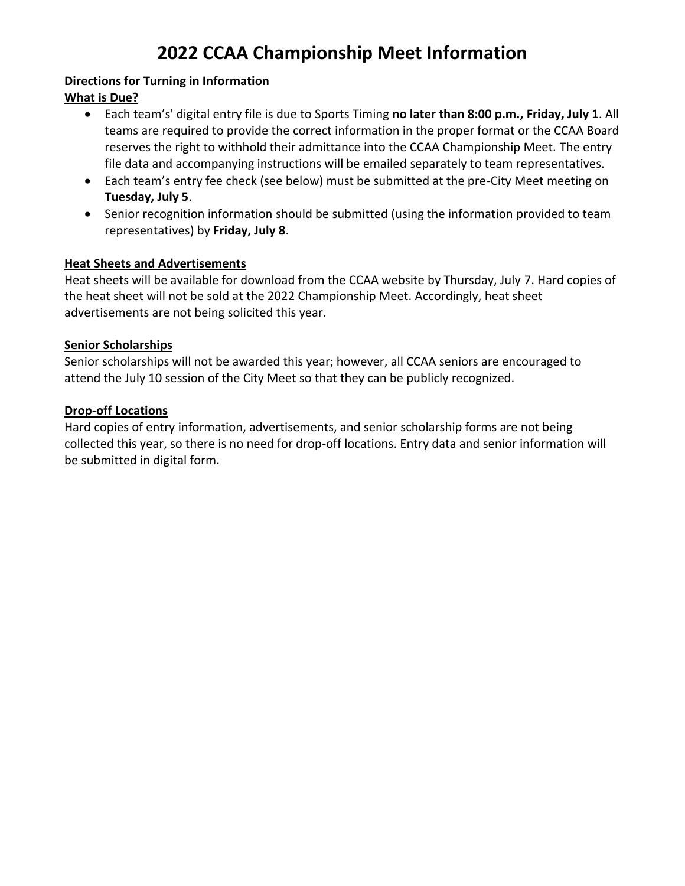# 2022 CCAA Championship Meet Information

**Directions for Turning in Information**

**What is Due?**

- Each team's' digital entry file is due to Sports Timing **no later than 8:00 p.m., Friday, July 1**. All teams are required to provide the correct information in the proper format or the CCAA Board reserves the right to withhold their admittance into the CCAA Championship Meet. The entry file data and accompanying instructions will be emailed separately to team representatives.
- Each team's entry fee check (see below) must be submitted at the pre-City Meet meeting on **Tuesday, July 5**.
- Senior recognition information should be submitted (using the information provided to team representatives) by **Friday, July 8**.

**Heat Sheets and Advertisements**

Heat sheets will be available for download from the CCAA website by Thursday, July 7. Hard copies of the heat sheet will not be sold at the 2022 Championship Meet. Accordingly, heat sheet advertisements are not being solicited this year.

**Senior Scholarships**

Senior scholarships will not be awarded this year; however, all CCAA seniors are encouraged to attend the July 10 session of the City Meet so that they can be publicly recognized.

**Drop-off Locations**

Hard copies of entry information, advertisements, and senior scholarship forms are not being collected this year, so there is no need for drop-off locations. Entry data and senior information will be submitted in digital form.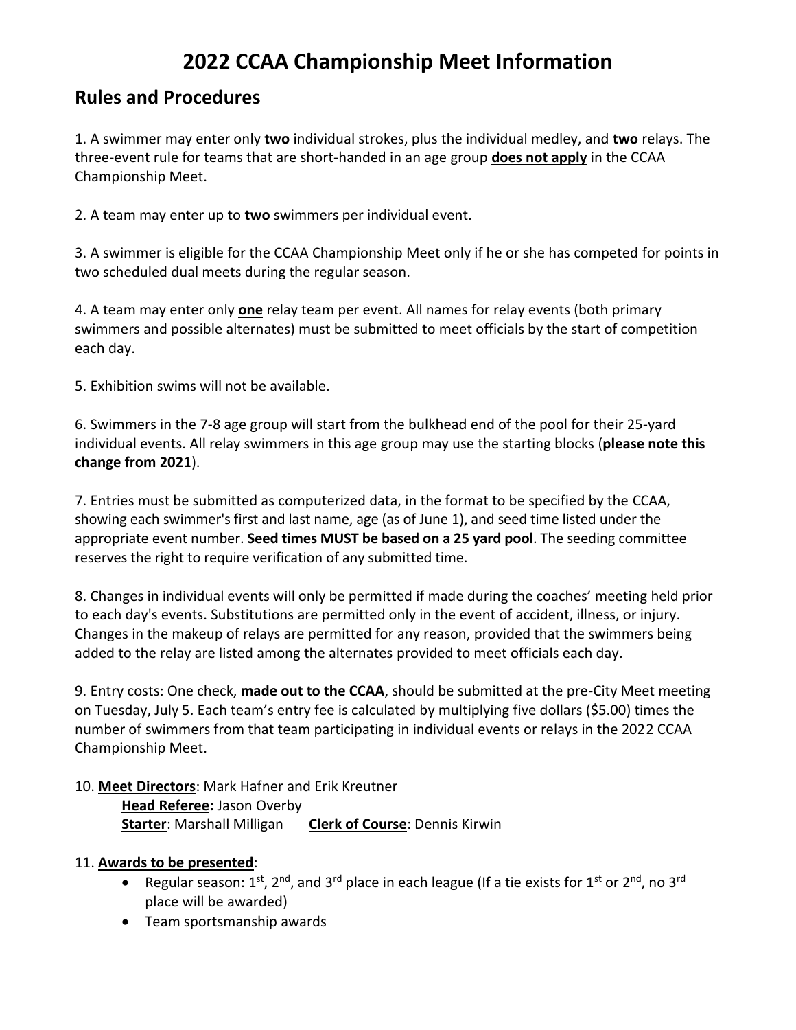# 2022 CCAA Championship Meet Information

## Rules and Procedures

1. A swimmer may enter only **two** individual strokes, plus the individual medley, and **two** relays. The three-event rule for teams that are short-handed in an age group **does not apply** in the CCAA Championship Meet.

2. A team may enter up to **two** swimmers per individual event.

3. A swimmer is eligible for the CCAA Championship Meet only if he or she has competed for points in two scheduled dual meets during the regular season.

4. A team may enter only **one** relay team per event. All names for relay events (both primary swimmers and possible alternates) must be submitted to meet officials by the start of competition each day.

5. Exhibition swims will not be available.

6. Swimmers in the 7-8 age group will start from the bulkhead end of the pool for their 25-yard individual events. All relay swimmers in this age group may use the starting blocks (**please note this change from 2021**).

7. Entries must be submitted as computerized data, in the format to be specified by the CCAA, showing each swimmer's first and last name, age (as of June 1), and seed time listed under the appropriate event number. **Seed times MUST be based on a 25 yard pool**. The seeding committee reserves the right to require verification of any submitted time.

8. Changes in individual events will only be permitted if made during the coaches' meeting held prior to each day's events. Substitutions are permitted only in the event of accident, illness, or injury. Changes in the makeup of relays are permitted for any reason, provided that the swimmers being added to the relay are listed among the alternates provided to meet officials each day.

9. Entry costs: One check, **made out to the CCAA**, should be submitted at the pre-City Meet meeting on Tuesday, July 5. Each team's entry fee is calculated by multiplying five dollars ($5.00) times the number of swimmers from that team participating in individual events or relays in the 2022 CCAA Championship Meet.

10. **Meet Directors**: Mark Hafner and Erik Kreutner
    **Head Referee:** Jason Overby
    **Starter**: Marshall Milligan **Clerk of Course**: Dennis Kirwin

11. **Awards to be presented**:
    - Regular season: 1st, 2nd, and 3rd place in each league (If a tie exists for 1st or 2nd, no 3rd place will be awarded)
    - Team sportsmanship awards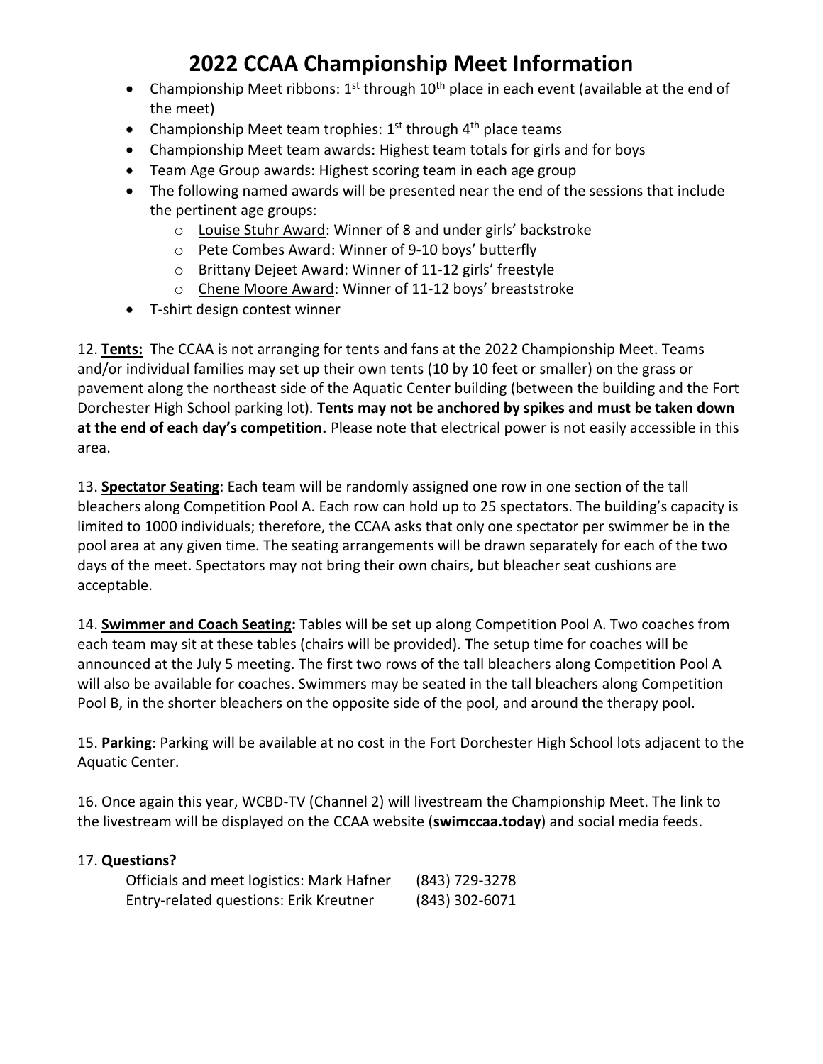# 2022 CCAA Championship Meet Information

- Championship Meet ribbons: 1st through 10th place in each event (available at the end of the meet)
- Championship Meet team trophies: 1st through 4th place teams
- Championship Meet team awards: Highest team totals for girls and for boys
- Team Age Group awards: Highest scoring team in each age group
- The following named awards will be presented near the end of the sessions that include the pertinent age groups:
    - Louise Stuhr Award: Winner of 8 and under girls' backstroke
    - Pete Combes Award: Winner of 9-10 boys' butterfly
    - Brittany Dejeet Award: Winner of 11-12 girls' freestyle
    - Chene Moore Award: Winner of 11-12 boys' breaststroke
- T-shirt design contest winner

12. **Tents:** The CCAA is not arranging for tents and fans at the 2022 Championship Meet. Teams and/or individual families may set up their own tents (10 by 10 feet or smaller) on the grass or pavement along the northeast side of the Aquatic Center building (between the building and the Fort Dorchester High School parking lot). **Tents may not be anchored by spikes and must be taken down at the end of each day's competition.** Please note that electrical power is not easily accessible in this area.

13. **Spectator Seating**: Each team will be randomly assigned one row in one section of the tall bleachers along Competition Pool A. Each row can hold up to 25 spectators. The building's capacity is limited to 1000 individuals; therefore, the CCAA asks that only one spectator per swimmer be in the pool area at any given time. The seating arrangements will be drawn separately for each of the two days of the meet. Spectators may not bring their own chairs, but bleacher seat cushions are acceptable.

14. **Swimmer and Coach Seating:** Tables will be set up along Competition Pool A. Two coaches from each team may sit at these tables (chairs will be provided). The setup time for coaches will be announced at the July 5 meeting. The first two rows of the tall bleachers along Competition Pool A will also be available for coaches. Swimmers may be seated in the tall bleachers along Competition Pool B, in the shorter bleachers on the opposite side of the pool, and around the therapy pool.

15. **Parking**: Parking will be available at no cost in the Fort Dorchester High School lots adjacent to the Aquatic Center.

16. Once again this year, WCBD-TV (Channel 2) will livestream the Championship Meet. The link to the livestream will be displayed on the CCAA website (**swimccaa.today**) and social media feeds.

17. **Questions?**

| | |
|---|---|
| Officials and meet logistics: Mark Hafner | (843) 729-3278 |
| Entry-related questions: Erik Kreutner | (843) 302-6071 |